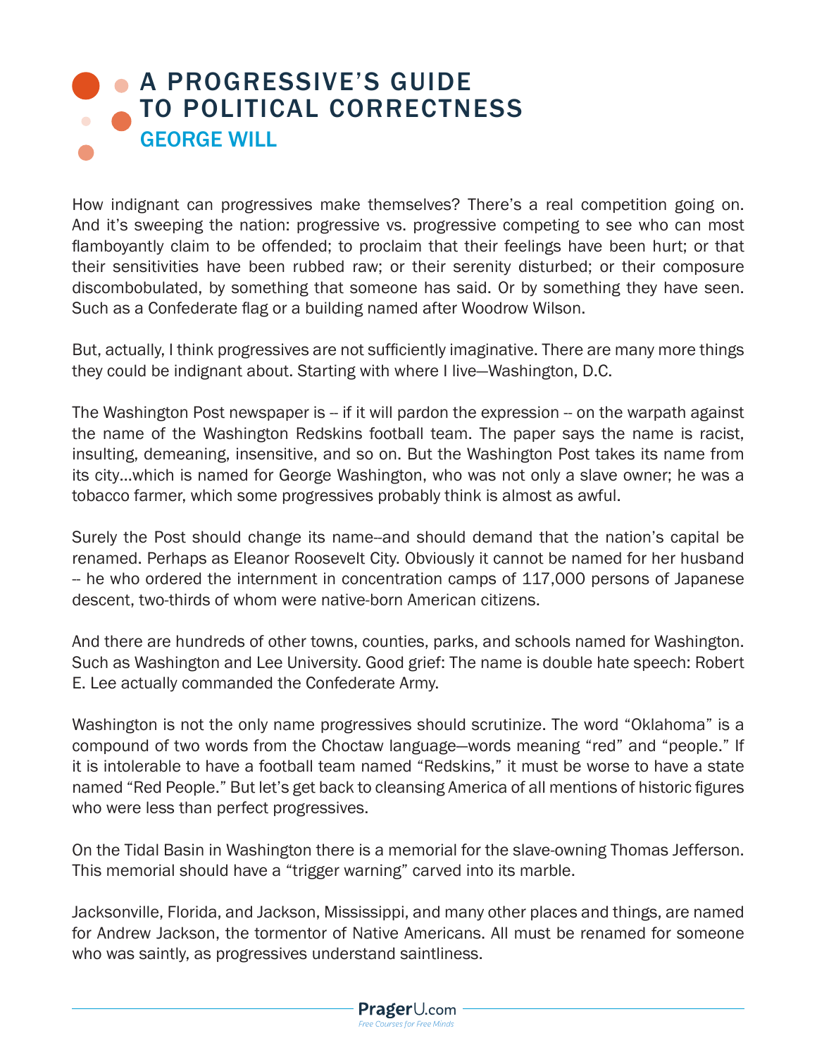# A PROGRESSIVE'S GUIDE TO POLITICAL CORRECTNESS

## GEORGE WILL

How indignant can progressives make themselves? There's a real competition going on. And it's sweeping the nation: progressive vs. progressive competing to see who can most flamboyantly claim to be offended; to proclaim that their feelings have been hurt; or that their sensitivities have been rubbed raw; or their serenity disturbed; or their composure discombobulated, by something that someone has said. Or by something they have seen. Such as a Confederate flag or a building named after Woodrow Wilson.

But, actually, I think progressives are not sufficiently imaginative. There are many more things they could be indignant about. Starting with where I live—Washington, D.C.

The Washington Post newspaper is -- if it will pardon the expression -- on the warpath against the name of the Washington Redskins football team. The paper says the name is racist, insulting, demeaning, insensitive, and so on. But the Washington Post takes its name from its city...which is named for George Washington, who was not only a slave owner; he was a tobacco farmer, which some progressives probably think is almost as awful.

Surely the Post should change its name--and should demand that the nation's capital be renamed. Perhaps as Eleanor Roosevelt City. Obviously it cannot be named for her husband -- he who ordered the internment in concentration camps of 117,000 persons of Japanese descent, two-thirds of whom were native-born American citizens.

And there are hundreds of other towns, counties, parks, and schools named for Washington. Such as Washington and Lee University. Good grief: The name is double hate speech: Robert E. Lee actually commanded the Confederate Army.

Washington is not the only name progressives should scrutinize. The word "Oklahoma" is a compound of two words from the Choctaw language—words meaning "red" and "people." If it is intolerable to have a football team named "Redskins," it must be worse to have a state named "Red People." But let's get back to cleansing America of all mentions of historic figures who were less than perfect progressives.

On the Tidal Basin in Washington there is a memorial for the slave-owning Thomas Jefferson. This memorial should have a "trigger warning" carved into its marble.

Jacksonville, Florida, and Jackson, Mississippi, and many other places and things, are named for Andrew Jackson, the tormentor of Native Americans. All must be renamed for someone who was saintly, as progressives understand saintliness.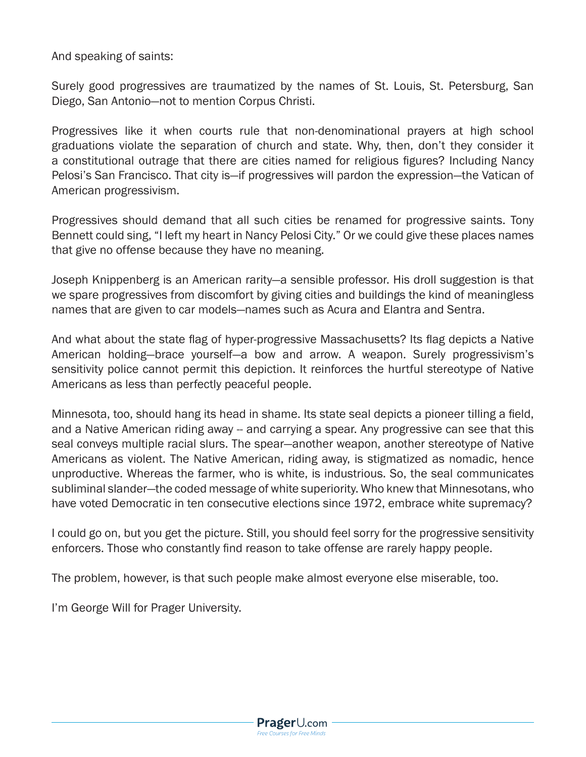And speaking of saints:

Surely good progressives are traumatized by the names of St. Louis, St. Petersburg, San Diego, San Antonio—not to mention Corpus Christi.

Progressives like it when courts rule that non-denominational prayers at high school graduations violate the separation of church and state. Why, then, don't they consider it a constitutional outrage that there are cities named for religious figures? Including Nancy Pelosi's San Francisco. That city is—if progressives will pardon the expression—the Vatican of American progressivism.

Progressives should demand that all such cities be renamed for progressive saints. Tony Bennett could sing, "I left my heart in Nancy Pelosi City." Or we could give these places names that give no offense because they have no meaning.

Joseph Knippenberg is an American rarity—a sensible professor. His droll suggestion is that we spare progressives from discomfort by giving cities and buildings the kind of meaningless names that are given to car models—names such as Acura and Elantra and Sentra.

And what about the state flag of hyper-progressive Massachusetts? Its flag depicts a Native American holding—brace yourself—a bow and arrow. A weapon. Surely progressivism's sensitivity police cannot permit this depiction. It reinforces the hurtful stereotype of Native Americans as less than perfectly peaceful people.

Minnesota, too, should hang its head in shame. Its state seal depicts a pioneer tilling a field, and a Native American riding away -- and carrying a spear. Any progressive can see that this seal conveys multiple racial slurs. The spear—another weapon, another stereotype of Native Americans as violent. The Native American, riding away, is stigmatized as nomadic, hence unproductive. Whereas the farmer, who is white, is industrious. So, the seal communicates subliminal slander—the coded message of white superiority. Who knew that Minnesotans, who have voted Democratic in ten consecutive elections since 1972, embrace white supremacy?

I could go on, but you get the picture. Still, you should feel sorry for the progressive sensitivity enforcers. Those who constantly find reason to take offense are rarely happy people.

The problem, however, is that such people make almost everyone else miserable, too.

I'm George Will for Prager University.